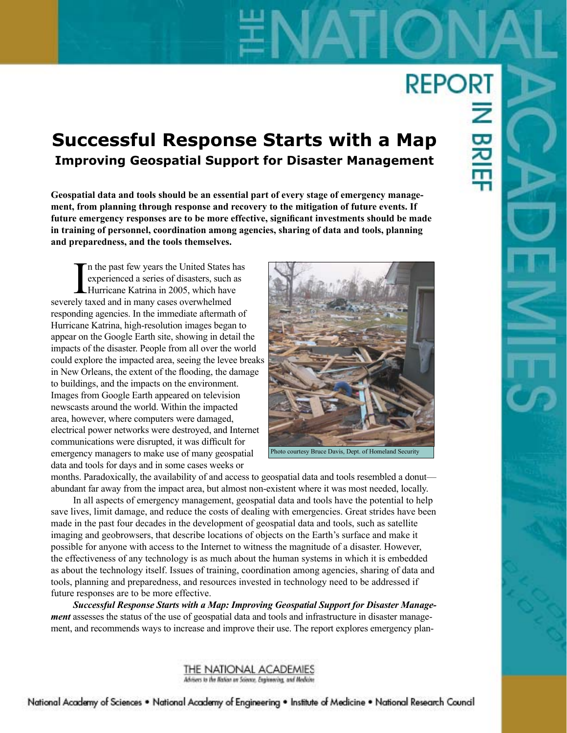# Successful Response Starts with a Map

## Improving Geospatial Support for Disaster Management

**Geospatial data and tools should be an essential part of every stage of emergency management, from planning through response and recovery to the mitigation of future events. If future emergency responses are to be more effective, significant investments should be made in training of personnel, coordination among agencies, sharing of data and tools, planning and preparedness, and the tools themselves.**

In the past few years the United States has experienced a series of disasters, such as Hurricane Katrina in 2005, which have severely taxed and in many cases overwhelmed responding agencies. In the immediate aftermath of Hurricane Katrina, high-resolution images began to appear on the Google Earth site, showing in detail the impacts of the disaster. People from all over the world could explore the impacted area, seeing the levee breaks in New Orleans, the extent of the flooding, the damage to buildings, and the impacts on the environment. Images from Google Earth appeared on television newscasts around the world. Within the impacted area, however, where computers were damaged, electrical power networks were destroyed, and Internet communications were disrupted, it was difficult for emergency managers to make use of many geospatial data and tools for days and in some cases weeks or months. Paradoxically, the availability of and access to geospatial data and tools resembled a donut—abundant far away from the impact area, but almost non-existent where it was most needed, locally.

Photo courtesy Bruce Davis, Dept. of Homeland Security

In all aspects of emergency management, geospatial data and tools have the potential to help save lives, limit damage, and reduce the costs of dealing with emergencies. Great strides have been made in the past four decades in the development of geospatial data and tools, such as satellite imaging and geobrowsers, that describe locations of objects on the Earth's surface and make it possible for anyone with access to the Internet to witness the magnitude of a disaster. However, the effectiveness of any technology is as much about the human systems in which it is embedded as about the technology itself. Issues of training, coordination among agencies, sharing of data and tools, planning and preparedness, and resources invested in technology need to be addressed if future responses are to be more effective.

***Successful Response Starts with a Map: Improving Geospatial Support for Disaster Management*** assesses the status of the use of geospatial data and tools and infrastructure in disaster management, and recommends ways to increase and improve their use. The report explores emergency plan-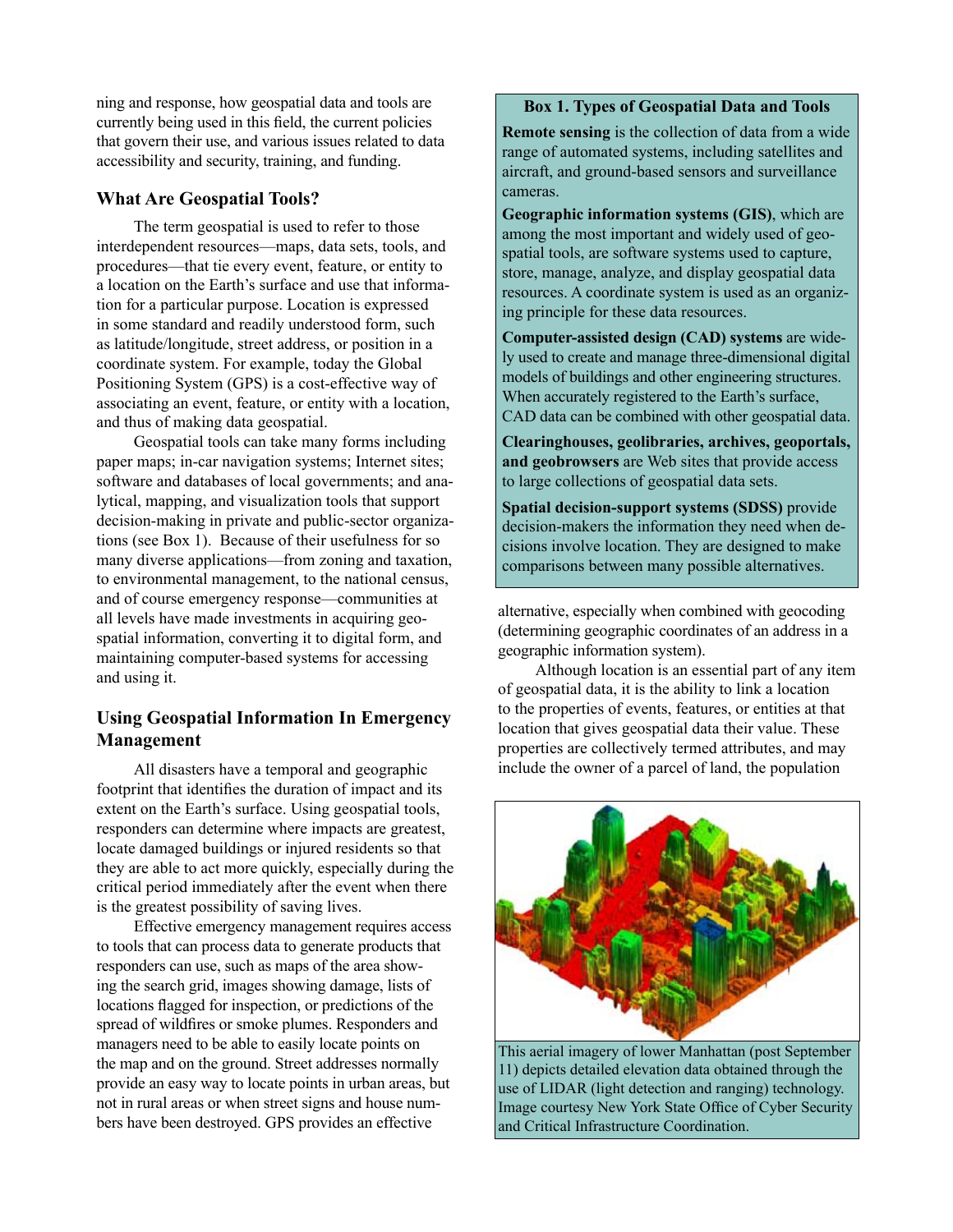ning and response, how geospatial data and tools are currently being used in this field, the current policies that govern their use, and various issues related to data accessibility and security, training, and funding.

## What Are Geospatial Tools?

The term geospatial is used to refer to those interdependent resources—maps, data sets, tools, and procedures—that tie every event, feature, or entity to a location on the Earth's surface and use that information for a particular purpose. Location is expressed in some standard and readily understood form, such as latitude/longitude, street address, or position in a coordinate system. For example, today the Global Positioning System (GPS) is a cost-effective way of associating an event, feature, or entity with a location, and thus of making data geospatial.

Geospatial tools can take many forms including paper maps; in-car navigation systems; Internet sites; software and databases of local governments; and analytical, mapping, and visualization tools that support decision-making in private and public-sector organizations (see Box 1). Because of their usefulness for so many diverse applications—from zoning and taxation, to environmental management, to the national census, and of course emergency response—communities at all levels have made investments in acquiring geospatial information, converting it to digital form, and maintaining computer-based systems for accessing and using it.

> **Box 1. Types of Geospatial Data and Tools**
>
> **Remote sensing** is the collection of data from a wide range of automated systems, including satellites and aircraft, and ground-based sensors and surveillance cameras.
>
> **Geographic information systems (GIS)**, which are among the most important and widely used of geospatial tools, are software systems used to capture, store, manage, analyze, and display geospatial data resources. A coordinate system is used as an organizing principle for these data resources.
>
> **Computer-assisted design (CAD) systems** are widely used to create and manage three-dimensional digital models of buildings and other engineering structures. When accurately registered to the Earth's surface, CAD data can be combined with other geospatial data.
>
> **Clearinghouses, geolibraries, archives, geoportals, and geobrowsers** are Web sites that provide access to large collections of geospatial data sets.
>
> **Spatial decision-support systems (SDSS)** provide decision-makers the information they need when decisions involve location. They are designed to make comparisons between many possible alternatives.

## Using Geospatial Information In Emergency Management

All disasters have a temporal and geographic footprint that identifies the duration of impact and its extent on the Earth's surface. Using geospatial tools, responders can determine where impacts are greatest, locate damaged buildings or injured residents so that they are able to act more quickly, especially during the critical period immediately after the event when there is the greatest possibility of saving lives.

Effective emergency management requires access to tools that can process data to generate products that responders can use, such as maps of the area showing the search grid, images showing damage, lists of locations flagged for inspection, or predictions of the spread of wildfires or smoke plumes. Responders and managers need to be able to easily locate points on the map and on the ground. Street addresses normally provide an easy way to locate points in urban areas, but not in rural areas or when street signs and house numbers have been destroyed. GPS provides an effective alternative, especially when combined with geocoding (determining geographic coordinates of an address in a geographic information system).

Although location is an essential part of any item of geospatial data, it is the ability to link a location to the properties of events, features, or entities at that location that gives geospatial data their value. These properties are collectively termed attributes, and may include the owner of a parcel of land, the population

This aerial imagery of lower Manhattan (post September 11) depicts detailed elevation data obtained through the use of LIDAR (light detection and ranging) technology. Image courtesy New York State Office of Cyber Security and Critical Infrastructure Coordination.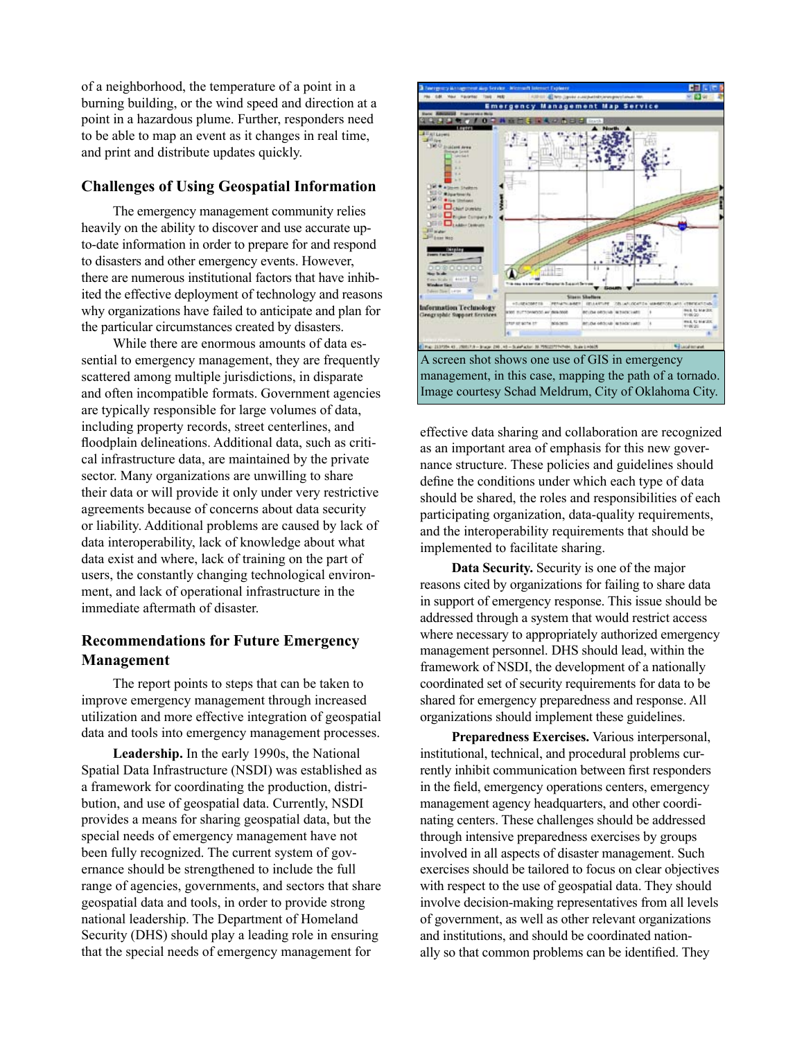of a neighborhood, the temperature of a point in a burning building, or the wind speed and direction at a point in a hazardous plume. Further, responders need to be able to map an event as it changes in real time, and print and distribute updates quickly.

## Challenges of Using Geospatial Information

The emergency management community relies heavily on the ability to discover and use accurate up-to-date information in order to prepare for and respond to disasters and other emergency events. However, there are numerous institutional factors that have inhibited the effective deployment of technology and reasons why organizations have failed to anticipate and plan for the particular circumstances created by disasters.

While there are enormous amounts of data essential to emergency management, they are frequently scattered among multiple jurisdictions, in disparate and often incompatible formats. Government agencies are typically responsible for large volumes of data, including property records, street centerlines, and floodplain delineations. Additional data, such as critical infrastructure data, are maintained by the private sector. Many organizations are unwilling to share their data or will provide it only under very restrictive agreements because of concerns about data security or liability. Additional problems are caused by lack of data interoperability, lack of knowledge about what data exist and where, lack of training on the part of users, the constantly changing technological environment, and lack of operational infrastructure in the immediate aftermath of disaster.

## Recommendations for Future Emergency Management

The report points to steps that can be taken to improve emergency management through increased utilization and more effective integration of geospatial data and tools into emergency management processes.

**Leadership.** In the early 1990s, the National Spatial Data Infrastructure (NSDI) was established as a framework for coordinating the production, distribution, and use of geospatial data. Currently, NSDI provides a means for sharing geospatial data, but the special needs of emergency management have not been fully recognized. The current system of governance should be strengthened to include the full range of agencies, governments, and sectors that share geospatial data and tools, in order to provide strong national leadership. The Department of Homeland Security (DHS) should play a leading role in ensuring that the special needs of emergency management for effective data sharing and collaboration are recognized as an important area of emphasis for this new governance structure. These policies and guidelines should define the conditions under which each type of data should be shared, the roles and responsibilities of each participating organization, data-quality requirements, and the interoperability requirements that should be implemented to facilitate sharing.

A screen shot shows one use of GIS in emergency management, in this case, mapping the path of a tornado. Image courtesy Schad Meldrum, City of Oklahoma City.

**Data Security.** Security is one of the major reasons cited by organizations for failing to share data in support of emergency response. This issue should be addressed through a system that would restrict access where necessary to appropriately authorized emergency management personnel. DHS should lead, within the framework of NSDI, the development of a nationally coordinated set of security requirements for data to be shared for emergency preparedness and response. All organizations should implement these guidelines.

**Preparedness Exercises.** Various interpersonal, institutional, technical, and procedural problems currently inhibit communication between first responders in the field, emergency operations centers, emergency management agency headquarters, and other coordinating centers. These challenges should be addressed through intensive preparedness exercises by groups involved in all aspects of disaster management. Such exercises should be tailored to focus on clear objectives with respect to the use of geospatial data. They should involve decision-making representatives from all levels of government, as well as other relevant organizations and institutions, and should be coordinated nationally so that common problems can be identified. They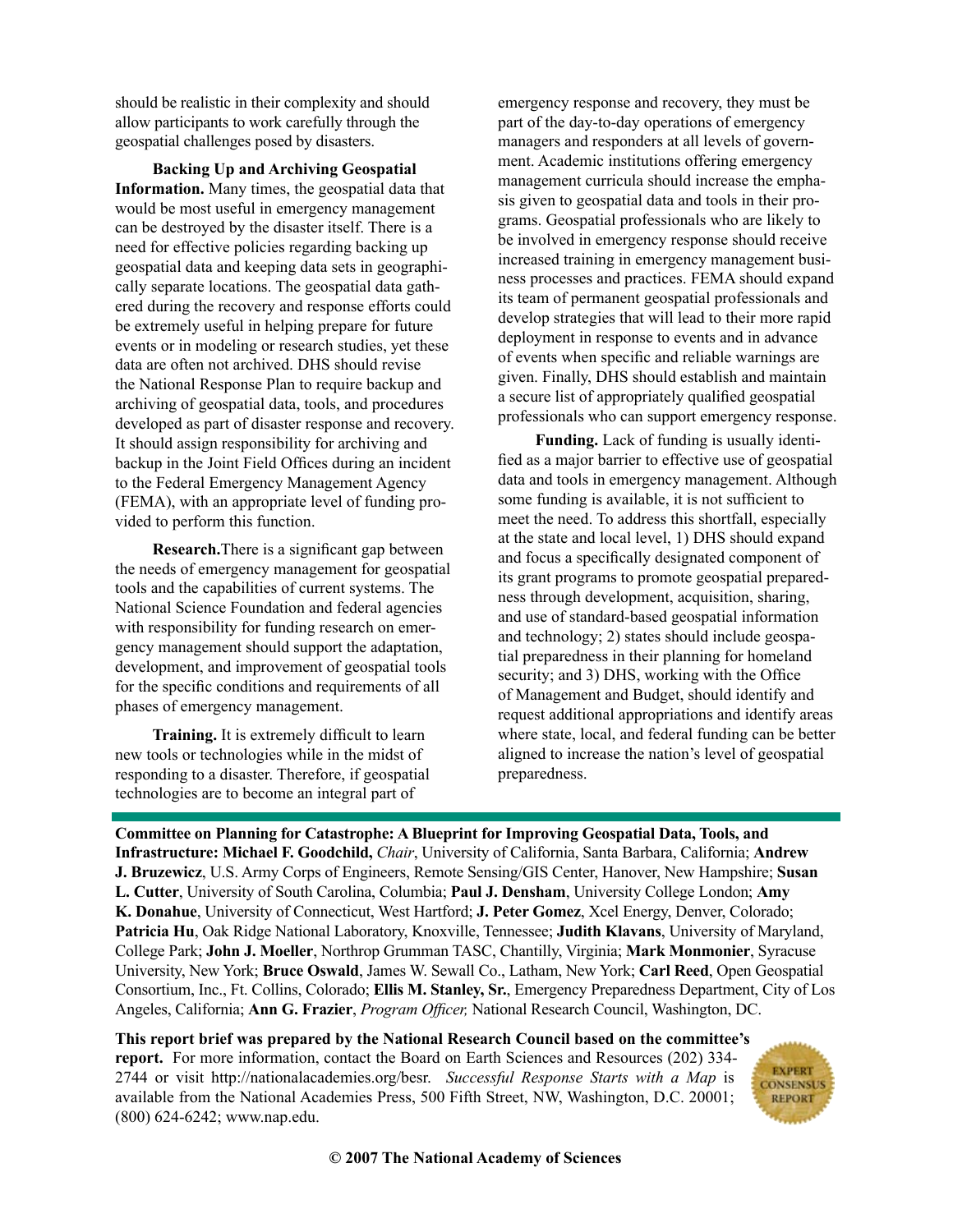should be realistic in their complexity and should allow participants to work carefully through the geospatial challenges posed by disasters.

**Backing Up and Archiving Geospatial Information.** Many times, the geospatial data that would be most useful in emergency management can be destroyed by the disaster itself. There is a need for effective policies regarding backing up geospatial data and keeping data sets in geographically separate locations. The geospatial data gathered during the recovery and response efforts could be extremely useful in helping prepare for future events or in modeling or research studies, yet these data are often not archived. DHS should revise the National Response Plan to require backup and archiving of geospatial data, tools, and procedures developed as part of disaster response and recovery. It should assign responsibility for archiving and backup in the Joint Field Offices during an incident to the Federal Emergency Management Agency (FEMA), with an appropriate level of funding provided to perform this function.

**Research.** There is a significant gap between the needs of emergency management for geospatial tools and the capabilities of current systems. The National Science Foundation and federal agencies with responsibility for funding research on emergency management should support the adaptation, development, and improvement of geospatial tools for the specific conditions and requirements of all phases of emergency management.

**Training.** It is extremely difficult to learn new tools or technologies while in the midst of responding to a disaster. Therefore, if geospatial technologies are to become an integral part of emergency response and recovery, they must be part of the day-to-day operations of emergency managers and responders at all levels of government. Academic institutions offering emergency management curricula should increase the emphasis given to geospatial data and tools in their programs. Geospatial professionals who are likely to be involved in emergency response should receive increased training in emergency management business processes and practices. FEMA should expand its team of permanent geospatial professionals and develop strategies that will lead to their more rapid deployment in response to events and in advance of events when specific and reliable warnings are given. Finally, DHS should establish and maintain a secure list of appropriately qualified geospatial professionals who can support emergency response.

**Funding.** Lack of funding is usually identified as a major barrier to effective use of geospatial data and tools in emergency management. Although some funding is available, it is not sufficient to meet the need. To address this shortfall, especially at the state and local level, 1) DHS should expand and focus a specifically designated component of its grant programs to promote geospatial preparedness through development, acquisition, sharing, and use of standard-based geospatial information and technology; 2) states should include geospatial preparedness in their planning for homeland security; and 3) DHS, working with the Office of Management and Budget, should identify and request additional appropriations and identify areas where state, local, and federal funding can be better aligned to increase the nation's level of geospatial preparedness.

---

**Committee on Planning for Catastrophe: A Blueprint for Improving Geospatial Data, Tools, and Infrastructure: Michael F. Goodchild,** *Chair*, University of California, Santa Barbara, California; **Andrew J. Bruzewicz**, U.S. Army Corps of Engineers, Remote Sensing/GIS Center, Hanover, New Hampshire; **Susan L. Cutter**, University of South Carolina, Columbia; **Paul J. Densham**, University College London; **Amy K. Donahue**, University of Connecticut, West Hartford; **J. Peter Gomez**, Xcel Energy, Denver, Colorado; **Patricia Hu**, Oak Ridge National Laboratory, Knoxville, Tennessee; **Judith Klavans**, University of Maryland, College Park; **John J. Moeller**, Northrop Grumman TASC, Chantilly, Virginia; **Mark Monmonier**, Syracuse University, New York; **Bruce Oswald**, James W. Sewall Co., Latham, New York; **Carl Reed**, Open Geospatial Consortium, Inc., Ft. Collins, Colorado; **Ellis M. Stanley, Sr.**, Emergency Preparedness Department, City of Los Angeles, California; **Ann G. Frazier**, *Program Officer,* National Research Council, Washington, DC.

**This report brief was prepared by the National Research Council based on the committee's report.** For more information, contact the Board on Earth Sciences and Resources (202) 334-2744 or visit http://nationalacademies.org/besr. *Successful Response Starts with a Map* is available from the National Academies Press, 500 Fifth Street, NW, Washington, D.C. 20001; (800) 624-6242; www.nap.edu.

EXPERT CONSENSUS REPORT

**© 2007 The National Academy of Sciences**